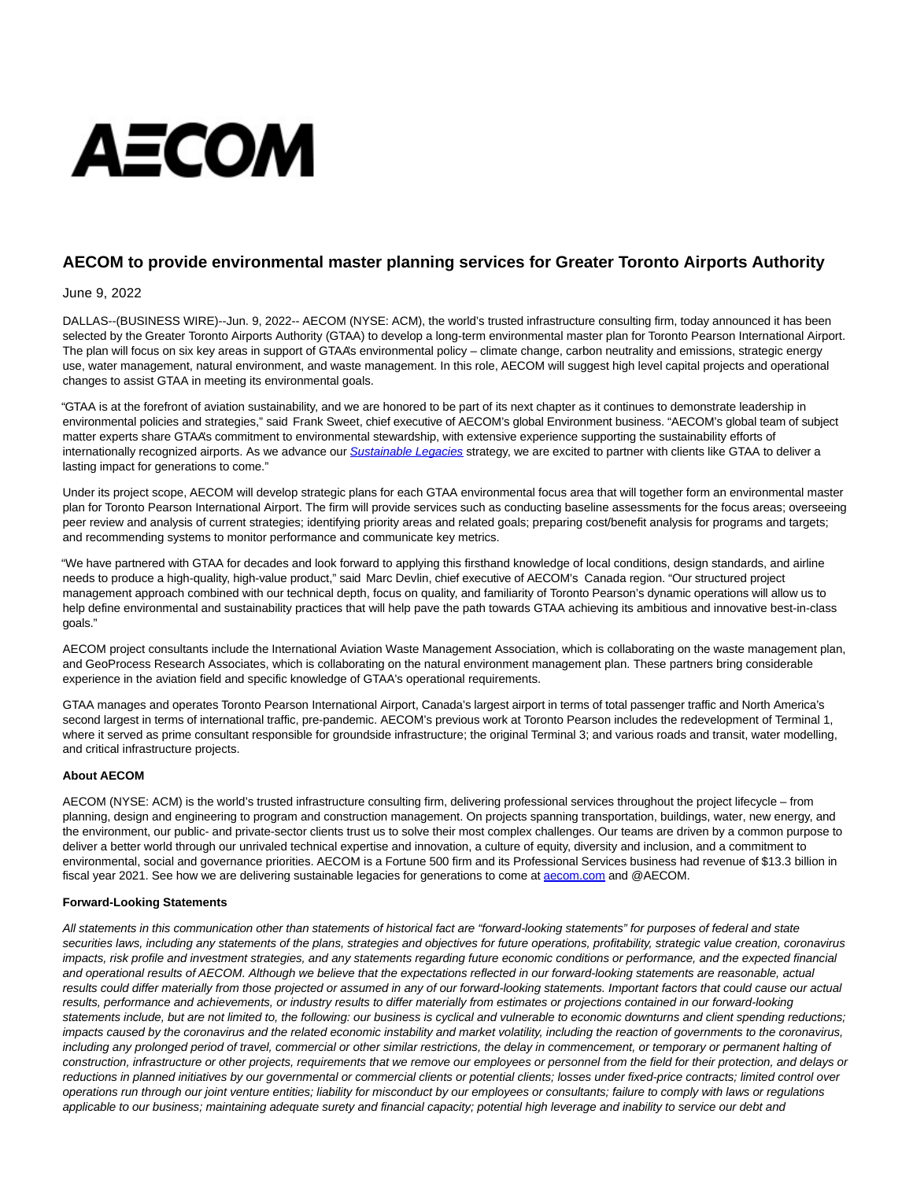AECOM

# AECOM to provide environmental master planning services for Greater Toronto Airports Authority

June 9, 2022

DALLAS--(BUSINESS WIRE)--Jun. 9, 2022-- AECOM (NYSE: ACM), the world's trusted infrastructure consulting firm, today announced it has been selected by the Greater Toronto Airports Authority (GTAA) to develop a long-term environmental master plan for Toronto Pearson International Airport. The plan will focus on six key areas in support of GTAA's environmental policy – climate change, carbon neutrality and emissions, strategic energy use, water management, natural environment, and waste management. In this role, AECOM will suggest high level capital projects and operational changes to assist GTAA in meeting its environmental goals.

"GTAA is at the forefront of aviation sustainability, and we are honored to be part of its next chapter as it continues to demonstrate leadership in environmental policies and strategies," said Frank Sweet, chief executive of AECOM's global Environment business. "AECOM's global team of subject matter experts share GTAA's commitment to environmental stewardship, with extensive experience supporting the sustainability efforts of internationally recognized airports. As we advance our *Sustainable Legacies* strategy, we are excited to partner with clients like GTAA to deliver a lasting impact for generations to come."

Under its project scope, AECOM will develop strategic plans for each GTAA environmental focus area that will together form an environmental master plan for Toronto Pearson International Airport. The firm will provide services such as conducting baseline assessments for the focus areas; overseeing peer review and analysis of current strategies; identifying priority areas and related goals; preparing cost/benefit analysis for programs and targets; and recommending systems to monitor performance and communicate key metrics.

"We have partnered with GTAA for decades and look forward to applying this firsthand knowledge of local conditions, design standards, and airline needs to produce a high-quality, high-value product," said Marc Devlin, chief executive of AECOM's Canada region. "Our structured project management approach combined with our technical depth, focus on quality, and familiarity of Toronto Pearson's dynamic operations will allow us to help define environmental and sustainability practices that will help pave the path towards GTAA achieving its ambitious and innovative best-in-class goals."

AECOM project consultants include the International Aviation Waste Management Association, which is collaborating on the waste management plan, and GeoProcess Research Associates, which is collaborating on the natural environment management plan. These partners bring considerable experience in the aviation field and specific knowledge of GTAA's operational requirements.

GTAA manages and operates Toronto Pearson International Airport, Canada's largest airport in terms of total passenger traffic and North America's second largest in terms of international traffic, pre-pandemic. AECOM's previous work at Toronto Pearson includes the redevelopment of Terminal 1, where it served as prime consultant responsible for groundside infrastructure; the original Terminal 3; and various roads and transit, water modelling, and critical infrastructure projects.

**About AECOM**

AECOM (NYSE: ACM) is the world's trusted infrastructure consulting firm, delivering professional services throughout the project lifecycle – from planning, design and engineering to program and construction management. On projects spanning transportation, buildings, water, new energy, and the environment, our public- and private-sector clients trust us to solve their most complex challenges. Our teams are driven by a common purpose to deliver a better world through our unrivaled technical expertise and innovation, a culture of equity, diversity and inclusion, and a commitment to environmental, social and governance priorities. AECOM is a Fortune 500 firm and its Professional Services business had revenue of $13.3 billion in fiscal year 2021. See how we are delivering sustainable legacies for generations to come at aecom.com and @AECOM.

**Forward-Looking Statements**

*All statements in this communication other than statements of historical fact are "forward-looking statements" for purposes of federal and state securities laws, including any statements of the plans, strategies and objectives for future operations, profitability, strategic value creation, coronavirus impacts, risk profile and investment strategies, and any statements regarding future economic conditions or performance, and the expected financial and operational results of AECOM. Although we believe that the expectations reflected in our forward-looking statements are reasonable, actual results could differ materially from those projected or assumed in any of our forward-looking statements. Important factors that could cause our actual results, performance and achievements, or industry results to differ materially from estimates or projections contained in our forward-looking statements include, but are not limited to, the following: our business is cyclical and vulnerable to economic downturns and client spending reductions; impacts caused by the coronavirus and the related economic instability and market volatility, including the reaction of governments to the coronavirus, including any prolonged period of travel, commercial or other similar restrictions, the delay in commencement, or temporary or permanent halting of construction, infrastructure or other projects, requirements that we remove our employees or personnel from the field for their protection, and delays or reductions in planned initiatives by our governmental or commercial clients or potential clients; losses under fixed-price contracts; limited control over operations run through our joint venture entities; liability for misconduct by our employees or consultants; failure to comply with laws or regulations applicable to our business; maintaining adequate surety and financial capacity; potential high leverage and inability to service our debt and*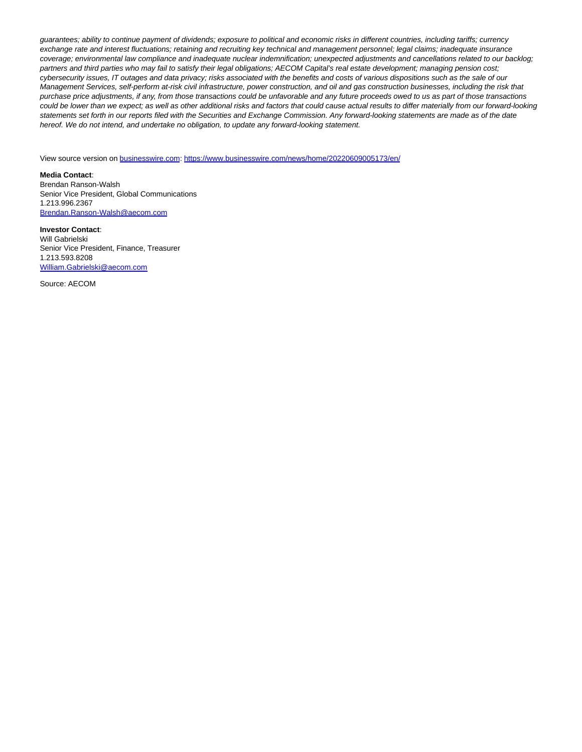*guarantees; ability to continue payment of dividends; exposure to political and economic risks in different countries, including tariffs; currency exchange rate and interest fluctuations; retaining and recruiting key technical and management personnel; legal claims; inadequate insurance coverage; environmental law compliance and inadequate nuclear indemnification; unexpected adjustments and cancellations related to our backlog; partners and third parties who may fail to satisfy their legal obligations; AECOM Capital's real estate development; managing pension cost; cybersecurity issues, IT outages and data privacy; risks associated with the benefits and costs of various dispositions such as the sale of our Management Services, self-perform at-risk civil infrastructure, power construction, and oil and gas construction businesses, including the risk that purchase price adjustments, if any, from those transactions could be unfavorable and any future proceeds owed to us as part of those transactions could be lower than we expect; as well as other additional risks and factors that could cause actual results to differ materially from our forward-looking statements set forth in our reports filed with the Securities and Exchange Commission. Any forward-looking statements are made as of the date hereof. We do not intend, and undertake no obligation, to update any forward-looking statement.*

View source version on businesswire.com: https://www.businesswire.com/news/home/20220609005173/en/

**Media Contact**:
Brendan Ranson-Walsh
Senior Vice President, Global Communications
1.213.996.2367
Brendan.Ranson-Walsh@aecom.com

**Investor Contact**:
Will Gabrielski
Senior Vice President, Finance, Treasurer
1.213.593.8208
William.Gabrielski@aecom.com

Source: AECOM